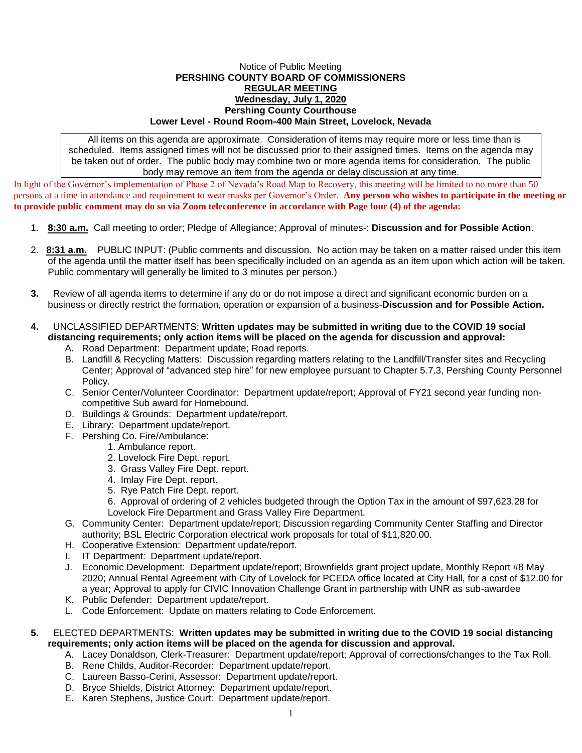Notice of Public Meeting

**PERSHING COUNTY BOARD OF COMMISSIONERS**

**REGULAR MEETING**

**Wednesday, July 1, 2020**

**Pershing County Courthouse**

**Lower Level - Round Room-400 Main Street, Lovelock, Nevada**

All items on this agenda are approximate. Consideration of items may require more or less time than is scheduled. Items assigned times will not be discussed prior to their assigned times. Items on the agenda may be taken out of order. The public body may combine two or more agenda items for consideration. The public body may remove an item from the agenda or delay discussion at any time.

In light of the Governor's implementation of Phase 2 of Nevada's Road Map to Recovery, this meeting will be limited to no more than 50 persons at a time in attendance and requirement to wear masks per Governor's Order. **Any person who wishes to participate in the meeting or to provide public comment may do so via Zoom teleconference in accordance with Page four (4) of the agenda:**

1. **8:30 a.m.** Call meeting to order; Pledge of Allegiance; Approval of minutes-: **Discussion and for Possible Action**.

2. **8:31 a.m.** PUBLIC INPUT: (Public comments and discussion. No action may be taken on a matter raised under this item of the agenda until the matter itself has been specifically included on an agenda as an item upon which action will be taken. Public commentary will generally be limited to 3 minutes per person.)

3. Review of all agenda items to determine if any do or do not impose a direct and significant economic burden on a business or directly restrict the formation, operation or expansion of a business-**Discussion and for Possible Action.**

4. UNCLASSIFIED DEPARTMENTS: **Written updates may be submitted in writing due to the COVID 19 social distancing requirements; only action items will be placed on the agenda for discussion and approval:**
   - A. Road Department: Department update; Road reports.
   - B. Landfill & Recycling Matters: Discussion regarding matters relating to the Landfill/Transfer sites and Recycling Center; Approval of "advanced step hire" for new employee pursuant to Chapter 5.7.3, Pershing County Personnel Policy.
   - C. Senior Center/Volunteer Coordinator: Department update/report; Approval of FY21 second year funding non-competitive Sub award for Homebound.
   - D. Buildings & Grounds: Department update/report.
   - E. Library: Department update/report.
   - F. Pershing Co. Fire/Ambulance:
     1. Ambulance report.
     2. Lovelock Fire Dept. report.
     3. Grass Valley Fire Dept. report.
     4. Imlay Fire Dept. report.
     5. Rye Patch Fire Dept. report.
     6. Approval of ordering of 2 vehicles budgeted through the Option Tax in the amount of $97,623.28 for Lovelock Fire Department and Grass Valley Fire Department.
   - G. Community Center: Department update/report; Discussion regarding Community Center Staffing and Director authority; BSL Electric Corporation electrical work proposals for total of $11,820.00.
   - H. Cooperative Extension: Department update/report.
   - I. IT Department: Department update/report.
   - J. Economic Development: Department update/report; Brownfields grant project update, Monthly Report #8 May 2020; Annual Rental Agreement with City of Lovelock for PCEDA office located at City Hall, for a cost of $12.00 for a year; Approval to apply for CIVIC Innovation Challenge Grant in partnership with UNR as sub-awardee
   - K. Public Defender: Department update/report.
   - L. Code Enforcement: Update on matters relating to Code Enforcement.

5. ELECTED DEPARTMENTS: **Written updates may be submitted in writing due to the COVID 19 social distancing requirements; only action items will be placed on the agenda for discussion and approval.**
   - A. Lacey Donaldson, Clerk-Treasurer: Department update/report; Approval of corrections/changes to the Tax Roll.
   - B. Rene Childs, Auditor-Recorder: Department update/report.
   - C. Laureen Basso-Cerini, Assessor: Department update/report.
   - D. Bryce Shields, District Attorney: Department update/report.
   - E. Karen Stephens, Justice Court: Department update/report.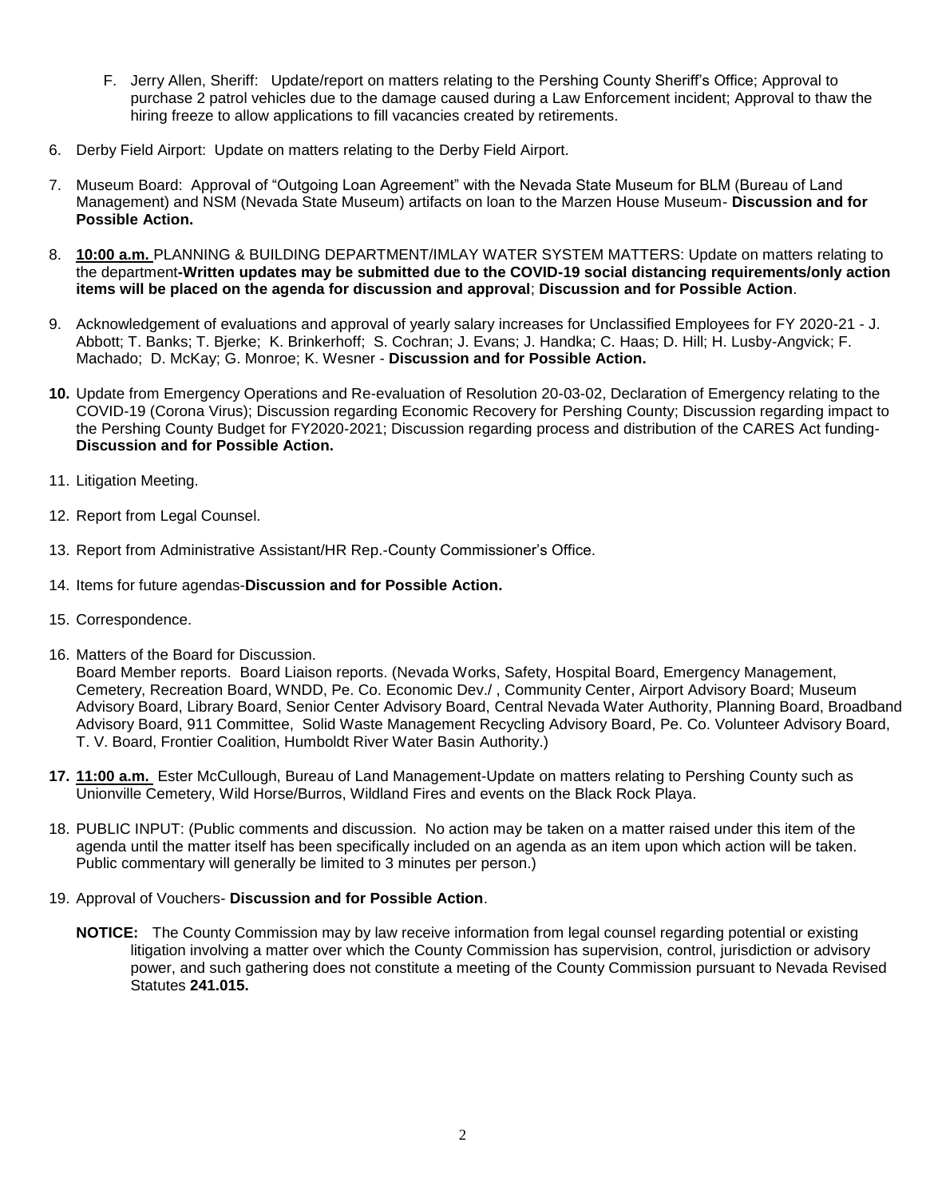F. Jerry Allen, Sheriff: Update/report on matters relating to the Pershing County Sheriff's Office; Approval to purchase 2 patrol vehicles due to the damage caused during a Law Enforcement incident; Approval to thaw the hiring freeze to allow applications to fill vacancies created by retirements.

6. Derby Field Airport: Update on matters relating to the Derby Field Airport.

7. Museum Board: Approval of "Outgoing Loan Agreement" with the Nevada State Museum for BLM (Bureau of Land Management) and NSM (Nevada State Museum) artifacts on loan to the Marzen House Museum- **Discussion and for Possible Action.**

8. **10:00 a.m.** PLANNING & BUILDING DEPARTMENT/IMLAY WATER SYSTEM MATTERS: Update on matters relating to the department**-Written updates may be submitted due to the COVID-19 social distancing requirements/only action items will be placed on the agenda for discussion and approval**; **Discussion and for Possible Action**.

9. Acknowledgement of evaluations and approval of yearly salary increases for Unclassified Employees for FY 2020-21 - J. Abbott; T. Banks; T. Bjerke; K. Brinkerhoff; S. Cochran; J. Evans; J. Handka; C. Haas; D. Hill; H. Lusby-Angvick; F. Machado; D. McKay; G. Monroe; K. Wesner - **Discussion and for Possible Action.**

10. Update from Emergency Operations and Re-evaluation of Resolution 20-03-02, Declaration of Emergency relating to the COVID-19 (Corona Virus); Discussion regarding Economic Recovery for Pershing County; Discussion regarding impact to the Pershing County Budget for FY2020-2021; Discussion regarding process and distribution of the CARES Act funding- **Discussion and for Possible Action.**

11. Litigation Meeting.

12. Report from Legal Counsel.

13. Report from Administrative Assistant/HR Rep.-County Commissioner's Office.

14. Items for future agendas-**Discussion and for Possible Action.**

15. Correspondence.

16. Matters of the Board for Discussion.
    Board Member reports. Board Liaison reports. (Nevada Works, Safety, Hospital Board, Emergency Management, Cemetery, Recreation Board, WNDD, Pe. Co. Economic Dev./ , Community Center, Airport Advisory Board; Museum Advisory Board, Library Board, Senior Center Advisory Board, Central Nevada Water Authority, Planning Board, Broadband Advisory Board, 911 Committee, Solid Waste Management Recycling Advisory Board, Pe. Co. Volunteer Advisory Board, T. V. Board, Frontier Coalition, Humboldt River Water Basin Authority.)

17. **11:00 a.m.** Ester McCullough, Bureau of Land Management-Update on matters relating to Pershing County such as Unionville Cemetery, Wild Horse/Burros, Wildland Fires and events on the Black Rock Playa.

18. PUBLIC INPUT: (Public comments and discussion. No action may be taken on a matter raised under this item of the agenda until the matter itself has been specifically included on an agenda as an item upon which action will be taken. Public commentary will generally be limited to 3 minutes per person.)

19. Approval of Vouchers- **Discussion and for Possible Action**.

**NOTICE:** The County Commission may by law receive information from legal counsel regarding potential or existing litigation involving a matter over which the County Commission has supervision, control, jurisdiction or advisory power, and such gathering does not constitute a meeting of the County Commission pursuant to Nevada Revised Statutes **241.015.**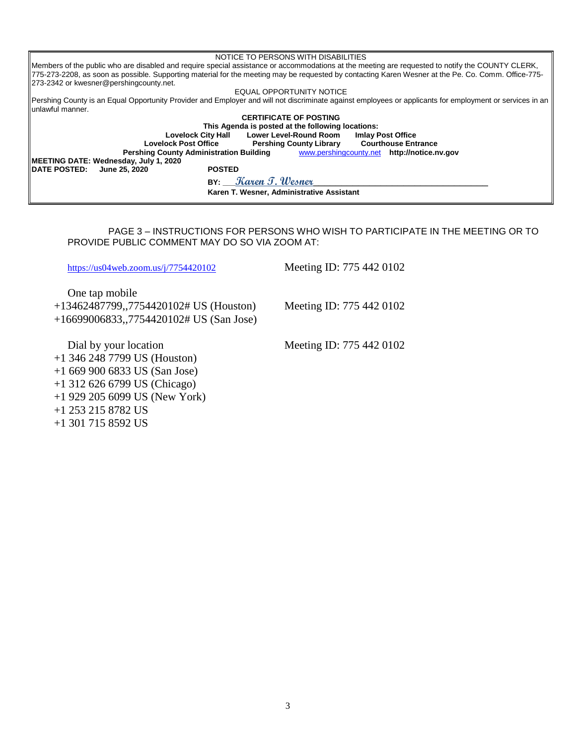NOTICE TO PERSONS WITH DISABILITIES

Members of the public who are disabled and require special assistance or accommodations at the meeting are requested to notify the COUNTY CLERK, 775-273-2208, as soon as possible. Supporting material for the meeting may be requested by contacting Karen Wesner at the Pe. Co. Comm. Office-775-273-2342 or kwesner@pershingcounty.net.

EQUAL OPPORTUNITY NOTICE

Pershing County is an Equal Opportunity Provider and Employer and will not discriminate against employees or applicants for employment or services in an unlawful manner.

**CERTIFICATE OF POSTING**

**This Agenda is posted at the following locations:**

**Lovelock City Hall** **Lower Level-Round Room** **Imlay Post Office**
**Lovelock Post Office** **Pershing County Library** **Courthouse Entrance**
**Pershing County Administration Building** www.pershingcounty.net **http://notice.nv.gov**

**MEETING DATE: Wednesday, July 1, 2020**
**DATE POSTED: June 25, 2020** **POSTED**

**BY:** *Karen T. Wesner*
**Karen T. Wesner, Administrative Assistant**

PAGE 3 – INSTRUCTIONS FOR PERSONS WHO WISH TO PARTICIPATE IN THE MEETING OR TO PROVIDE PUBLIC COMMENT MAY DO SO VIA ZOOM AT:

https://us04web.zoom.us/j/7754420102 Meeting ID: 775 442 0102

One tap mobile
+13462487799,,7754420102# US (Houston) Meeting ID: 775 442 0102
+16699006833,,7754420102# US (San Jose)

Dial by your location Meeting ID: 775 442 0102
+1 346 248 7799 US (Houston)
+1 669 900 6833 US (San Jose)
+1 312 626 6799 US (Chicago)
+1 929 205 6099 US (New York)
+1 253 215 8782 US
+1 301 715 8592 US